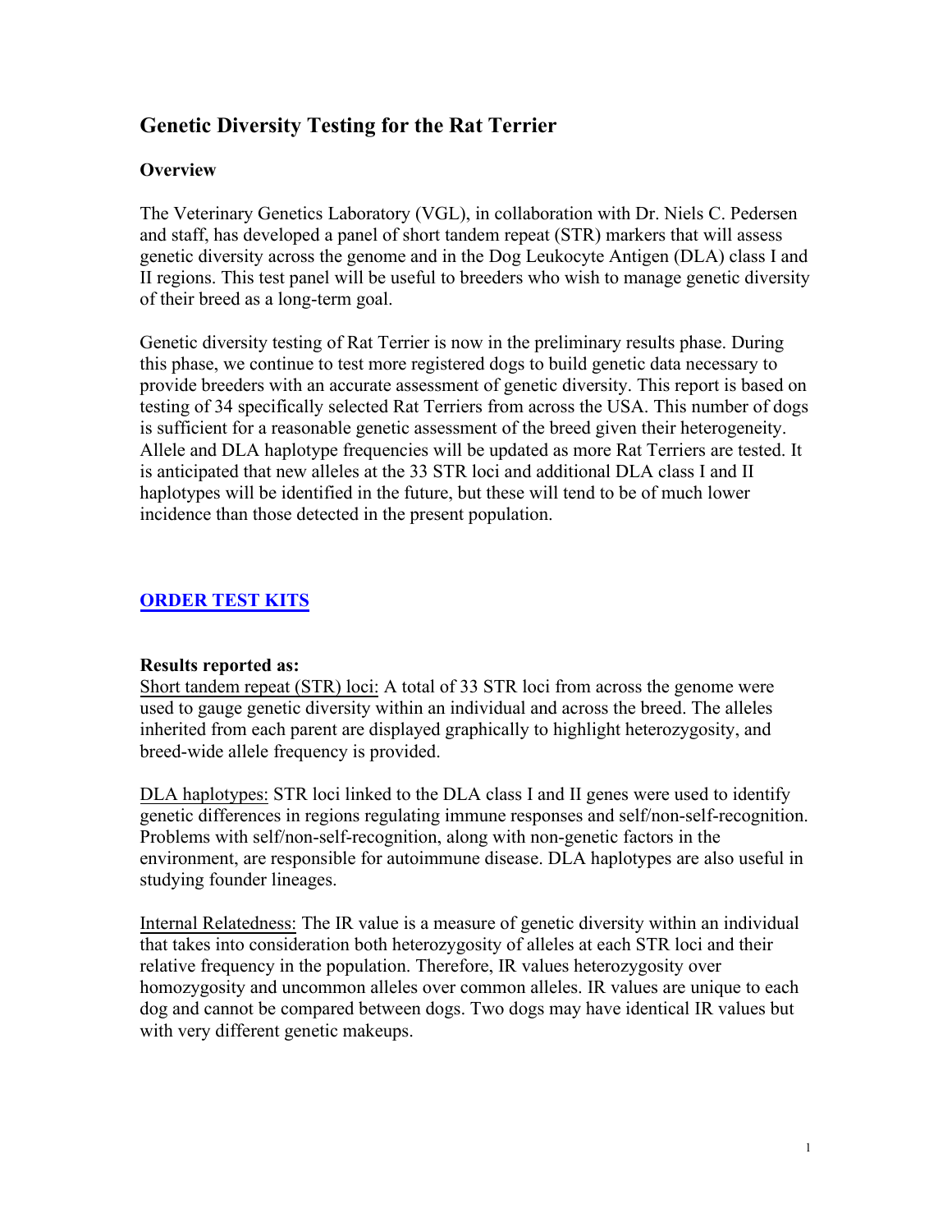# Genetic Diversity Testing for the Rat Terrier

## Overview

The Veterinary Genetics Laboratory (VGL), in collaboration with Dr. Niels C. Pedersen and staff, has developed a panel of short tandem repeat (STR) markers that will assess genetic diversity across the genome and in the Dog Leukocyte Antigen (DLA) class I and II regions. This test panel will be useful to breeders who wish to manage genetic diversity of their breed as a long-term goal.

Genetic diversity testing of Rat Terrier is now in the preliminary results phase. During this phase, we continue to test more registered dogs to build genetic data necessary to provide breeders with an accurate assessment of genetic diversity. This report is based on testing of 34 specifically selected Rat Terriers from across the USA. This number of dogs is sufficient for a reasonable genetic assessment of the breed given their heterogeneity. Allele and DLA haplotype frequencies will be updated as more Rat Terriers are tested. It is anticipated that new alleles at the 33 STR loci and additional DLA class I and II haplotypes will be identified in the future, but these will tend to be of much lower incidence than those detected in the present population.

**ORDER TEST KITS**

**Results reported as:**

Short tandem repeat (STR) loci: A total of 33 STR loci from across the genome were used to gauge genetic diversity within an individual and across the breed. The alleles inherited from each parent are displayed graphically to highlight heterozygosity, and breed-wide allele frequency is provided.

DLA haplotypes: STR loci linked to the DLA class I and II genes were used to identify genetic differences in regions regulating immune responses and self/non-self-recognition. Problems with self/non-self-recognition, along with non-genetic factors in the environment, are responsible for autoimmune disease. DLA haplotypes are also useful in studying founder lineages.

Internal Relatedness: The IR value is a measure of genetic diversity within an individual that takes into consideration both heterozygosity of alleles at each STR loci and their relative frequency in the population. Therefore, IR values heterozygosity over homozygosity and uncommon alleles over common alleles. IR values are unique to each dog and cannot be compared between dogs. Two dogs may have identical IR values but with very different genetic makeups.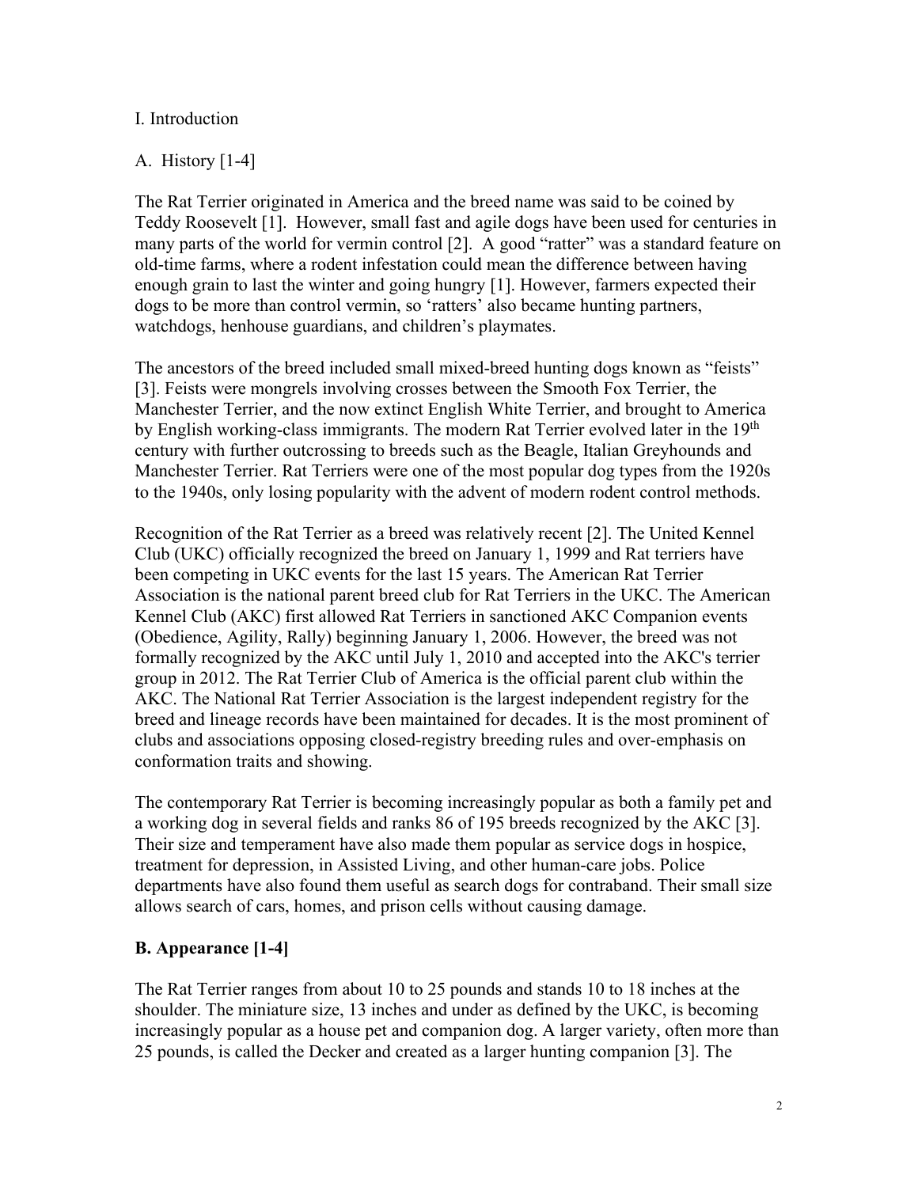I. Introduction

A. History [1-4]

The Rat Terrier originated in America and the breed name was said to be coined by Teddy Roosevelt [1]. However, small fast and agile dogs have been used for centuries in many parts of the world for vermin control [2]. A good "ratter" was a standard feature on old-time farms, where a rodent infestation could mean the difference between having enough grain to last the winter and going hungry [1]. However, farmers expected their dogs to be more than control vermin, so 'ratters' also became hunting partners, watchdogs, henhouse guardians, and children's playmates.

The ancestors of the breed included small mixed-breed hunting dogs known as "feists" [3]. Feists were mongrels involving crosses between the Smooth Fox Terrier, the Manchester Terrier, and the now extinct English White Terrier, and brought to America by English working-class immigrants. The modern Rat Terrier evolved later in the 19th century with further outcrossing to breeds such as the Beagle, Italian Greyhounds and Manchester Terrier. Rat Terriers were one of the most popular dog types from the 1920s to the 1940s, only losing popularity with the advent of modern rodent control methods.

Recognition of the Rat Terrier as a breed was relatively recent [2]. The United Kennel Club (UKC) officially recognized the breed on January 1, 1999 and Rat terriers have been competing in UKC events for the last 15 years. The American Rat Terrier Association is the national parent breed club for Rat Terriers in the UKC. The American Kennel Club (AKC) first allowed Rat Terriers in sanctioned AKC Companion events (Obedience, Agility, Rally) beginning January 1, 2006. However, the breed was not formally recognized by the AKC until July 1, 2010 and accepted into the AKC's terrier group in 2012. The Rat Terrier Club of America is the official parent club within the AKC. The National Rat Terrier Association is the largest independent registry for the breed and lineage records have been maintained for decades. It is the most prominent of clubs and associations opposing closed-registry breeding rules and over-emphasis on conformation traits and showing.

The contemporary Rat Terrier is becoming increasingly popular as both a family pet and a working dog in several fields and ranks 86 of 195 breeds recognized by the AKC [3]. Their size and temperament have also made them popular as service dogs in hospice, treatment for depression, in Assisted Living, and other human-care jobs. Police departments have also found them useful as search dogs for contraband. Their small size allows search of cars, homes, and prison cells without causing damage.

**B. Appearance [1-4]**

The Rat Terrier ranges from about 10 to 25 pounds and stands 10 to 18 inches at the shoulder. The miniature size, 13 inches and under as defined by the UKC, is becoming increasingly popular as a house pet and companion dog. A larger variety, often more than 25 pounds, is called the Decker and created as a larger hunting companion [3]. The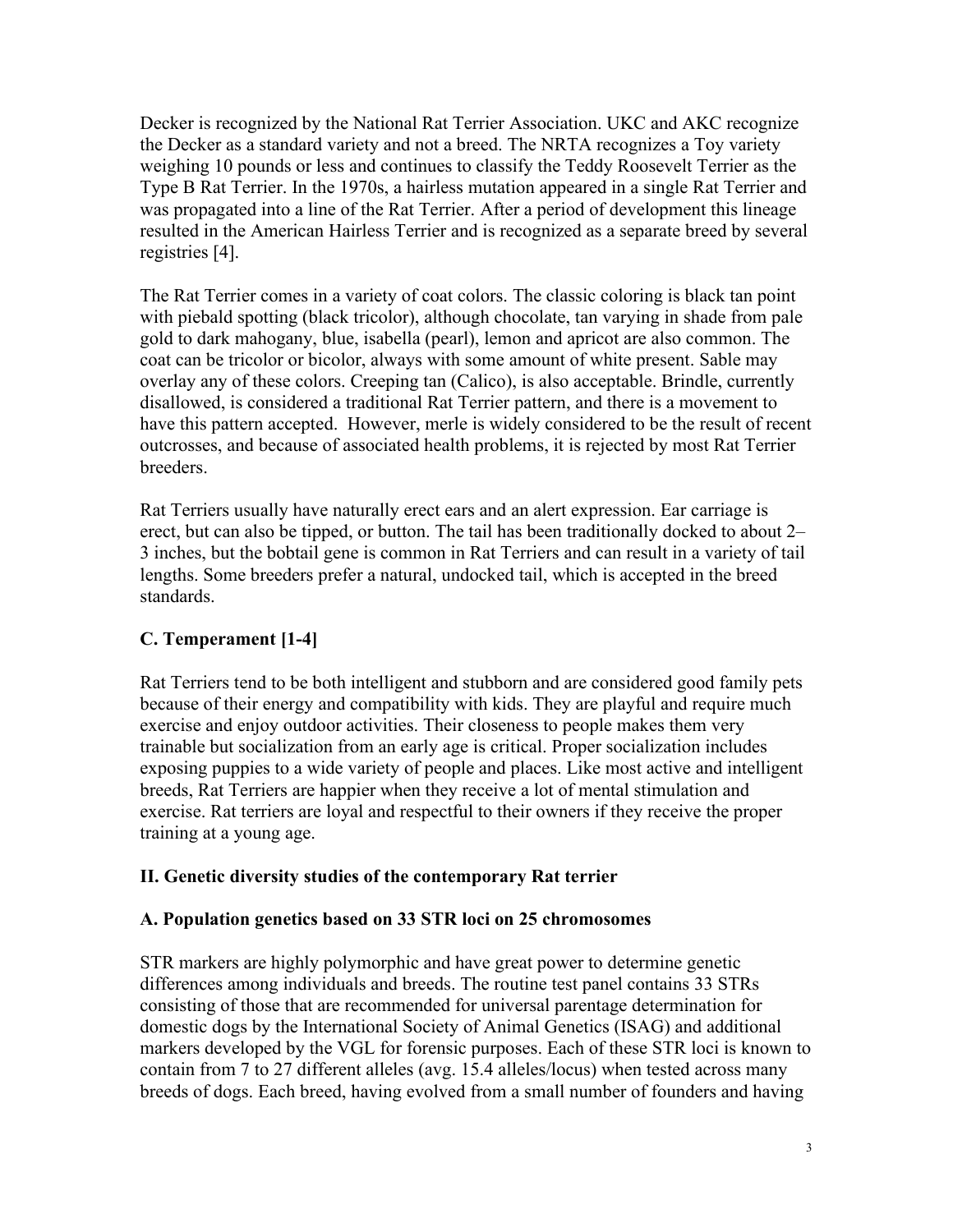Decker is recognized by the National Rat Terrier Association. UKC and AKC recognize the Decker as a standard variety and not a breed. The NRTA recognizes a Toy variety weighing 10 pounds or less and continues to classify the Teddy Roosevelt Terrier as the Type B Rat Terrier. In the 1970s, a hairless mutation appeared in a single Rat Terrier and was propagated into a line of the Rat Terrier. After a period of development this lineage resulted in the American Hairless Terrier and is recognized as a separate breed by several registries [4].

The Rat Terrier comes in a variety of coat colors. The classic coloring is black tan point with piebald spotting (black tricolor), although chocolate, tan varying in shade from pale gold to dark mahogany, blue, isabella (pearl), lemon and apricot are also common. The coat can be tricolor or bicolor, always with some amount of white present. Sable may overlay any of these colors. Creeping tan (Calico), is also acceptable. Brindle, currently disallowed, is considered a traditional Rat Terrier pattern, and there is a movement to have this pattern accepted. However, merle is widely considered to be the result of recent outcrosses, and because of associated health problems, it is rejected by most Rat Terrier breeders.

Rat Terriers usually have naturally erect ears and an alert expression. Ear carriage is erect, but can also be tipped, or button. The tail has been traditionally docked to about 2–3 inches, but the bobtail gene is common in Rat Terriers and can result in a variety of tail lengths. Some breeders prefer a natural, undocked tail, which is accepted in the breed standards.

### C. Temperament [1-4]

Rat Terriers tend to be both intelligent and stubborn and are considered good family pets because of their energy and compatibility with kids. They are playful and require much exercise and enjoy outdoor activities. Their closeness to people makes them very trainable but socialization from an early age is critical. Proper socialization includes exposing puppies to a wide variety of people and places. Like most active and intelligent breeds, Rat Terriers are happier when they receive a lot of mental stimulation and exercise. Rat terriers are loyal and respectful to their owners if they receive the proper training at a young age.

## II. Genetic diversity studies of the contemporary Rat terrier

### A. Population genetics based on 33 STR loci on 25 chromosomes

STR markers are highly polymorphic and have great power to determine genetic differences among individuals and breeds. The routine test panel contains 33 STRs consisting of those that are recommended for universal parentage determination for domestic dogs by the International Society of Animal Genetics (ISAG) and additional markers developed by the VGL for forensic purposes. Each of these STR loci is known to contain from 7 to 27 different alleles (avg. 15.4 alleles/locus) when tested across many breeds of dogs. Each breed, having evolved from a small number of founders and having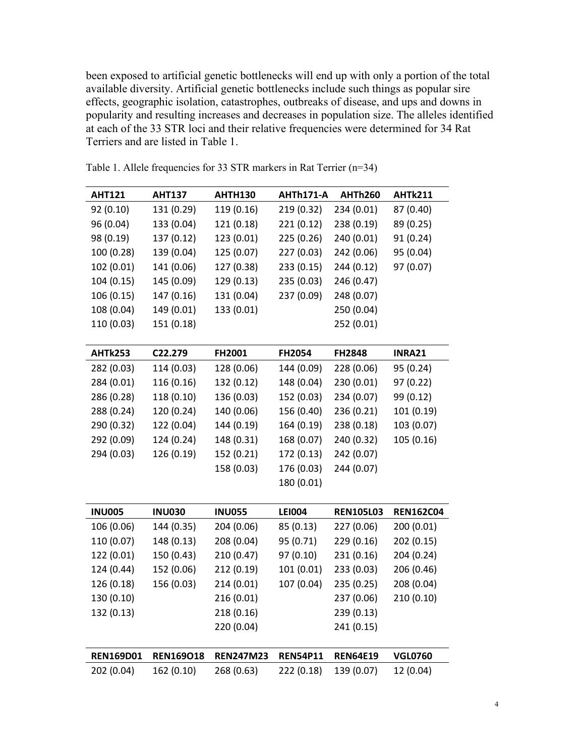been exposed to artificial genetic bottlenecks will end up with only a portion of the total available diversity. Artificial genetic bottlenecks include such things as popular sire effects, geographic isolation, catastrophes, outbreaks of disease, and ups and downs in popularity and resulting increases and decreases in population size. The alleles identified at each of the 33 STR loci and their relative frequencies were determined for 34 Rat Terriers and are listed in Table 1.

Table 1. Allele frequencies for 33 STR markers in Rat Terrier (n=34)

| **AHT121** | **AHT137** | **AHTH130** | **AHTh171-A** | **AHTh260** | **AHTk211** |
|---|---|---|---|---|---|
| 92 (0.10) | 131 (0.29) | 119 (0.16) | 219 (0.32) | 234 (0.01) | 87 (0.40) |
| 96 (0.04) | 133 (0.04) | 121 (0.18) | 221 (0.12) | 238 (0.19) | 89 (0.25) |
| 98 (0.19) | 137 (0.12) | 123 (0.01) | 225 (0.26) | 240 (0.01) | 91 (0.24) |
| 100 (0.28) | 139 (0.04) | 125 (0.07) | 227 (0.03) | 242 (0.06) | 95 (0.04) |
| 102 (0.01) | 141 (0.06) | 127 (0.38) | 233 (0.15) | 244 (0.12) | 97 (0.07) |
| 104 (0.15) | 145 (0.09) | 129 (0.13) | 235 (0.03) | 246 (0.47) | |
| 106 (0.15) | 147 (0.16) | 131 (0.04) | 237 (0.09) | 248 (0.07) | |
| 108 (0.04) | 149 (0.01) | 133 (0.01) | | 250 (0.04) | |
| 110 (0.03) | 151 (0.18) | | | 252 (0.01) | |
| **AHTk253** | **C22.279** | **FH2001** | **FH2054** | **FH2848** | **INRA21** |
| 282 (0.03) | 114 (0.03) | 128 (0.06) | 144 (0.09) | 228 (0.06) | 95 (0.24) |
| 284 (0.01) | 116 (0.16) | 132 (0.12) | 148 (0.04) | 230 (0.01) | 97 (0.22) |
| 286 (0.28) | 118 (0.10) | 136 (0.03) | 152 (0.03) | 234 (0.07) | 99 (0.12) |
| 288 (0.24) | 120 (0.24) | 140 (0.06) | 156 (0.40) | 236 (0.21) | 101 (0.19) |
| 290 (0.32) | 122 (0.04) | 144 (0.19) | 164 (0.19) | 238 (0.18) | 103 (0.07) |
| 292 (0.09) | 124 (0.24) | 148 (0.31) | 168 (0.07) | 240 (0.32) | 105 (0.16) |
| 294 (0.03) | 126 (0.19) | 152 (0.21) | 172 (0.13) | 242 (0.07) | |
| | | 158 (0.03) | 176 (0.03) | 244 (0.07) | |
| | | | 180 (0.01) | | |
| **INU005** | **INU030** | **INU055** | **LEI004** | **REN105L03** | **REN162C04** |
| 106 (0.06) | 144 (0.35) | 204 (0.06) | 85 (0.13) | 227 (0.06) | 200 (0.01) |
| 110 (0.07) | 148 (0.13) | 208 (0.04) | 95 (0.71) | 229 (0.16) | 202 (0.15) |
| 122 (0.01) | 150 (0.43) | 210 (0.47) | 97 (0.10) | 231 (0.16) | 204 (0.24) |
| 124 (0.44) | 152 (0.06) | 212 (0.19) | 101 (0.01) | 233 (0.03) | 206 (0.46) |
| 126 (0.18) | 156 (0.03) | 214 (0.01) | 107 (0.04) | 235 (0.25) | 208 (0.04) |
| 130 (0.10) | | 216 (0.01) | | 237 (0.06) | 210 (0.10) |
| 132 (0.13) | | 218 (0.16) | | 239 (0.13) | |
| | | 220 (0.04) | | 241 (0.15) | |
| **REN169D01** | **REN169O18** | **REN247M23** | **REN54P11** | **REN64E19** | **VGL0760** |
| 202 (0.04) | 162 (0.10) | 268 (0.63) | 222 (0.18) | 139 (0.07) | 12 (0.04) |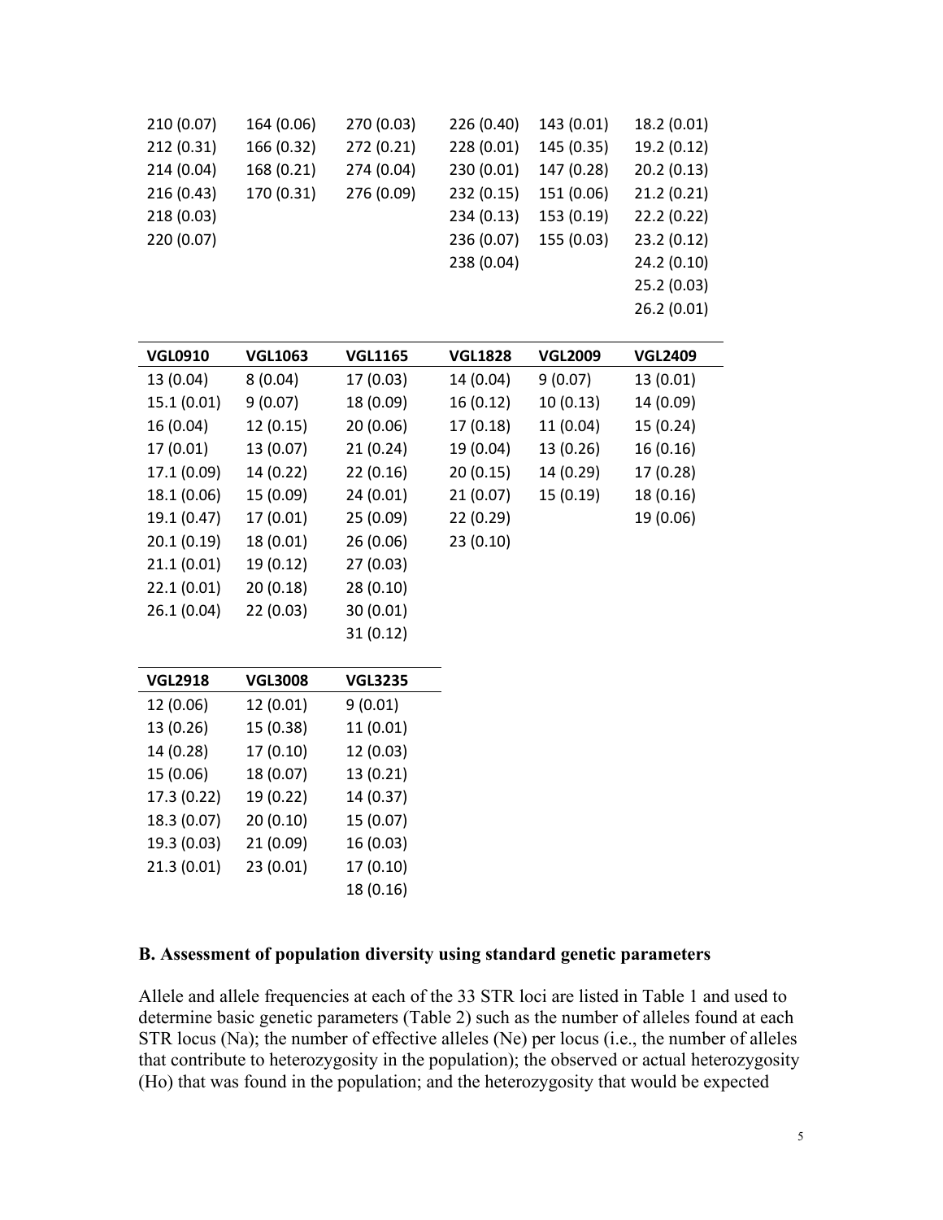| | | | | | |
|---|---|---|---|---|---|
| 210 (0.07) | 164 (0.06) | 270 (0.03) | 226 (0.40) | 143 (0.01) | 18.2 (0.01) |
| 212 (0.31) | 166 (0.32) | 272 (0.21) | 228 (0.01) | 145 (0.35) | 19.2 (0.12) |
| 214 (0.04) | 168 (0.21) | 274 (0.04) | 230 (0.01) | 147 (0.28) | 20.2 (0.13) |
| 216 (0.43) | 170 (0.31) | 276 (0.09) | 232 (0.15) | 151 (0.06) | 21.2 (0.21) |
| 218 (0.03) | | | 234 (0.13) | 153 (0.19) | 22.2 (0.22) |
| 220 (0.07) | | | 236 (0.07) | 155 (0.03) | 23.2 (0.12) |
| | | | 238 (0.04) | | 24.2 (0.10) |
| | | | | | 25.2 (0.03) |
| | | | | | 26.2 (0.01) |

| **VGL0910** | **VGL1063** | **VGL1165** | **VGL1828** | **VGL2009** | **VGL2409** |
|---|---|---|---|---|---|
| 13 (0.04) | 8 (0.04) | 17 (0.03) | 14 (0.04) | 9 (0.07) | 13 (0.01) |
| 15.1 (0.01) | 9 (0.07) | 18 (0.09) | 16 (0.12) | 10 (0.13) | 14 (0.09) |
| 16 (0.04) | 12 (0.15) | 20 (0.06) | 17 (0.18) | 11 (0.04) | 15 (0.24) |
| 17 (0.01) | 13 (0.07) | 21 (0.24) | 19 (0.04) | 13 (0.26) | 16 (0.16) |
| 17.1 (0.09) | 14 (0.22) | 22 (0.16) | 20 (0.15) | 14 (0.29) | 17 (0.28) |
| 18.1 (0.06) | 15 (0.09) | 24 (0.01) | 21 (0.07) | 15 (0.19) | 18 (0.16) |
| 19.1 (0.47) | 17 (0.01) | 25 (0.09) | 22 (0.29) | | 19 (0.06) |
| 20.1 (0.19) | 18 (0.01) | 26 (0.06) | 23 (0.10) | | |
| 21.1 (0.01) | 19 (0.12) | 27 (0.03) | | | |
| 22.1 (0.01) | 20 (0.18) | 28 (0.10) | | | |
| 26.1 (0.04) | 22 (0.03) | 30 (0.01) | | | |
| | | 31 (0.12) | | | |

| **VGL2918** | **VGL3008** | **VGL3235** |
|---|---|---|
| 12 (0.06) | 12 (0.01) | 9 (0.01) |
| 13 (0.26) | 15 (0.38) | 11 (0.01) |
| 14 (0.28) | 17 (0.10) | 12 (0.03) |
| 15 (0.06) | 18 (0.07) | 13 (0.21) |
| 17.3 (0.22) | 19 (0.22) | 14 (0.37) |
| 18.3 (0.07) | 20 (0.10) | 15 (0.07) |
| 19.3 (0.03) | 21 (0.09) | 16 (0.03) |
| 21.3 (0.01) | 23 (0.01) | 17 (0.10) |
| | | 18 (0.16) |

### B. Assessment of population diversity using standard genetic parameters

Allele and allele frequencies at each of the 33 STR loci are listed in Table 1 and used to determine basic genetic parameters (Table 2) such as the number of alleles found at each STR locus (Na); the number of effective alleles (Ne) per locus (i.e., the number of alleles that contribute to heterozygosity in the population); the observed or actual heterozygosity (Ho) that was found in the population; and the heterozygosity that would be expected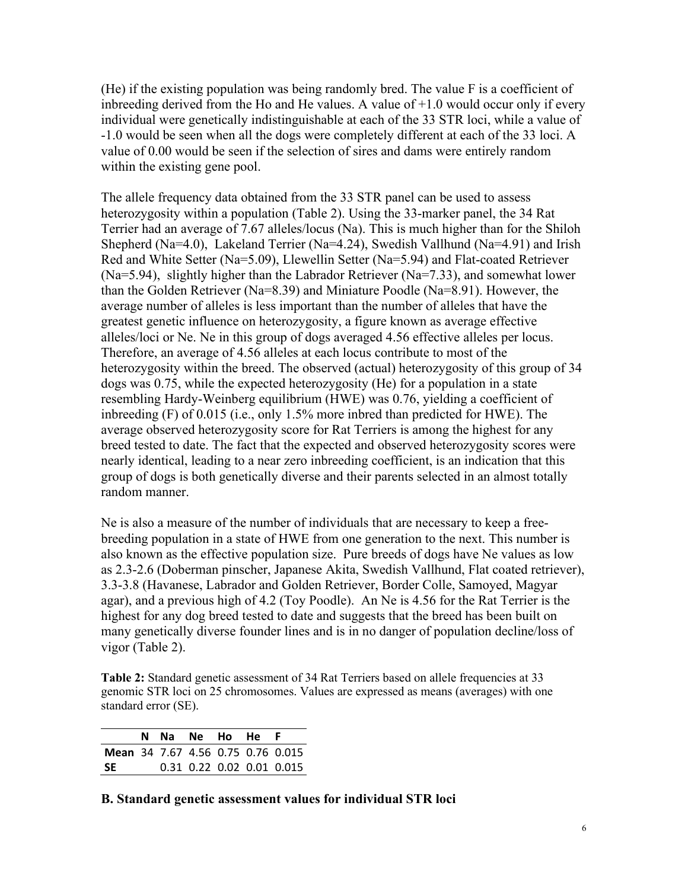(He) if the existing population was being randomly bred. The value F is a coefficient of inbreeding derived from the Ho and He values. A value of +1.0 would occur only if every individual were genetically indistinguishable at each of the 33 STR loci, while a value of -1.0 would be seen when all the dogs were completely different at each of the 33 loci. A value of 0.00 would be seen if the selection of sires and dams were entirely random within the existing gene pool.

The allele frequency data obtained from the 33 STR panel can be used to assess heterozygosity within a population (Table 2). Using the 33-marker panel, the 34 Rat Terrier had an average of 7.67 alleles/locus (Na). This is much higher than for the Shiloh Shepherd (Na=4.0), Lakeland Terrier (Na=4.24), Swedish Vallhund (Na=4.91) and Irish Red and White Setter (Na=5.09), Llewellin Setter (Na=5.94) and Flat-coated Retriever (Na=5.94), slightly higher than the Labrador Retriever (Na=7.33), and somewhat lower than the Golden Retriever (Na=8.39) and Miniature Poodle (Na=8.91). However, the average number of alleles is less important than the number of alleles that have the greatest genetic influence on heterozygosity, a figure known as average effective alleles/loci or Ne. Ne in this group of dogs averaged 4.56 effective alleles per locus. Therefore, an average of 4.56 alleles at each locus contribute to most of the heterozygosity within the breed. The observed (actual) heterozygosity of this group of 34 dogs was 0.75, while the expected heterozygosity (He) for a population in a state resembling Hardy-Weinberg equilibrium (HWE) was 0.76, yielding a coefficient of inbreeding (F) of 0.015 (i.e., only 1.5% more inbred than predicted for HWE). The average observed heterozygosity score for Rat Terriers is among the highest for any breed tested to date. The fact that the expected and observed heterozygosity scores were nearly identical, leading to a near zero inbreeding coefficient, is an indication that this group of dogs is both genetically diverse and their parents selected in an almost totally random manner.

Ne is also a measure of the number of individuals that are necessary to keep a free-breeding population in a state of HWE from one generation to the next. This number is also known as the effective population size. Pure breeds of dogs have Ne values as low as 2.3-2.6 (Doberman pinscher, Japanese Akita, Swedish Vallhund, Flat coated retriever), 3.3-3.8 (Havanese, Labrador and Golden Retriever, Border Colle, Samoyed, Magyar agar), and a previous high of 4.2 (Toy Poodle). An Ne is 4.56 for the Rat Terrier is the highest for any dog breed tested to date and suggests that the breed has been built on many genetically diverse founder lines and is in no danger of population decline/loss of vigor (Table 2).

**Table 2:** Standard genetic assessment of 34 Rat Terriers based on allele frequencies at 33 genomic STR loci on 25 chromosomes. Values are expressed as means (averages) with one standard error (SE).

| | N | Na | Ne | Ho | He | F |
|---|---|---|---|---|---|---|
| **Mean** | 34 | 7.67 | 4.56 | 0.75 | 0.76 | 0.015 |
| **SE** | | 0.31 | 0.22 | 0.02 | 0.01 | 0.015 |

### B. Standard genetic assessment values for individual STR loci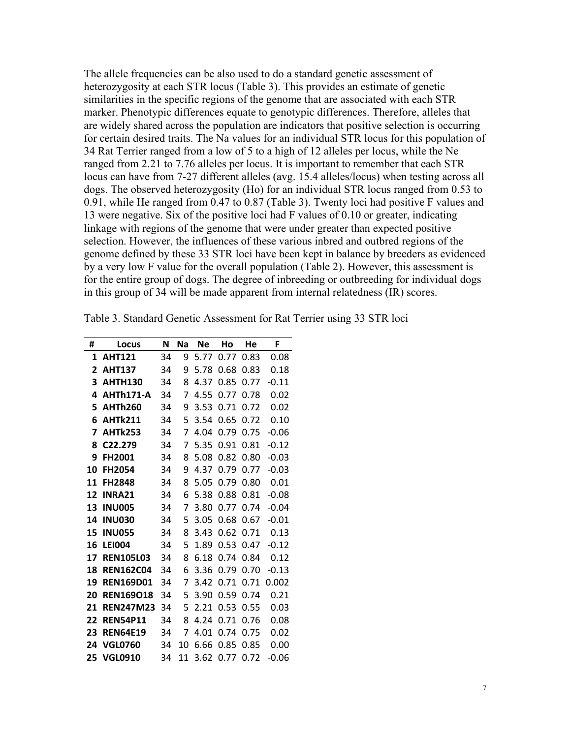The allele frequencies can be also used to do a standard genetic assessment of heterozygosity at each STR locus (Table 3). This provides an estimate of genetic similarities in the specific regions of the genome that are associated with each STR marker. Phenotypic differences equate to genotypic differences. Therefore, alleles that are widely shared across the population are indicators that positive selection is occurring for certain desired traits. The Na values for an individual STR locus for this population of 34 Rat Terrier ranged from a low of 5 to a high of 12 alleles per locus, while the Ne ranged from 2.21 to 7.76 alleles per locus. It is important to remember that each STR locus can have from 7-27 different alleles (avg. 15.4 alleles/locus) when testing across all dogs. The observed heterozygosity (Ho) for an individual STR locus ranged from 0.53 to 0.91, while He ranged from 0.47 to 0.87 (Table 3). Twenty loci had positive F values and 13 were negative. Six of the positive loci had F values of 0.10 or greater, indicating linkage with regions of the genome that were under greater than expected positive selection. However, the influences of these various inbred and outbred regions of the genome defined by these 33 STR loci have been kept in balance by breeders as evidenced by a very low F value for the overall population (Table 2). However, this assessment is for the entire group of dogs. The degree of inbreeding or outbreeding for individual dogs in this group of 34 will be made apparent from internal relatedness (IR) scores.

Table 3. Standard Genetic Assessment for Rat Terrier using 33 STR loci

| # | Locus | N | Na | Ne | Ho | He | F |
|---|---|---|---|---|---|---|---|
| 1 | AHT121 | 34 | 9 | 5.77 | 0.77 | 0.83 | 0.08 |
| 2 | AHT137 | 34 | 9 | 5.78 | 0.68 | 0.83 | 0.18 |
| 3 | AHTH130 | 34 | 8 | 4.37 | 0.85 | 0.77 | -0.11 |
| 4 | AHTh171-A | 34 | 7 | 4.55 | 0.77 | 0.78 | 0.02 |
| 5 | AHTh260 | 34 | 9 | 3.53 | 0.71 | 0.72 | 0.02 |
| 6 | AHTk211 | 34 | 5 | 3.54 | 0.65 | 0.72 | 0.10 |
| 7 | AHTk253 | 34 | 7 | 4.04 | 0.79 | 0.75 | -0.06 |
| 8 | C22.279 | 34 | 7 | 5.35 | 0.91 | 0.81 | -0.12 |
| 9 | FH2001 | 34 | 8 | 5.08 | 0.82 | 0.80 | -0.03 |
| 10 | FH2054 | 34 | 9 | 4.37 | 0.79 | 0.77 | -0.03 |
| 11 | FH2848 | 34 | 8 | 5.05 | 0.79 | 0.80 | 0.01 |
| 12 | INRA21 | 34 | 6 | 5.38 | 0.88 | 0.81 | -0.08 |
| 13 | INU005 | 34 | 7 | 3.80 | 0.77 | 0.74 | -0.04 |
| 14 | INU030 | 34 | 5 | 3.05 | 0.68 | 0.67 | -0.01 |
| 15 | INU055 | 34 | 8 | 3.43 | 0.62 | 0.71 | 0.13 |
| 16 | LEI004 | 34 | 5 | 1.89 | 0.53 | 0.47 | -0.12 |
| 17 | REN105L03 | 34 | 8 | 6.18 | 0.74 | 0.84 | 0.12 |
| 18 | REN162C04 | 34 | 6 | 3.36 | 0.79 | 0.70 | -0.13 |
| 19 | REN169D01 | 34 | 7 | 3.42 | 0.71 | 0.71 | 0.002 |
| 20 | REN169O18 | 34 | 5 | 3.90 | 0.59 | 0.74 | 0.21 |
| 21 | REN247M23 | 34 | 5 | 2.21 | 0.53 | 0.55 | 0.03 |
| 22 | REN54P11 | 34 | 8 | 4.24 | 0.71 | 0.76 | 0.08 |
| 23 | REN64E19 | 34 | 7 | 4.01 | 0.74 | 0.75 | 0.02 |
| 24 | VGL0760 | 34 | 10 | 6.66 | 0.85 | 0.85 | 0.00 |
| 25 | VGL0910 | 34 | 11 | 3.62 | 0.77 | 0.72 | -0.06 |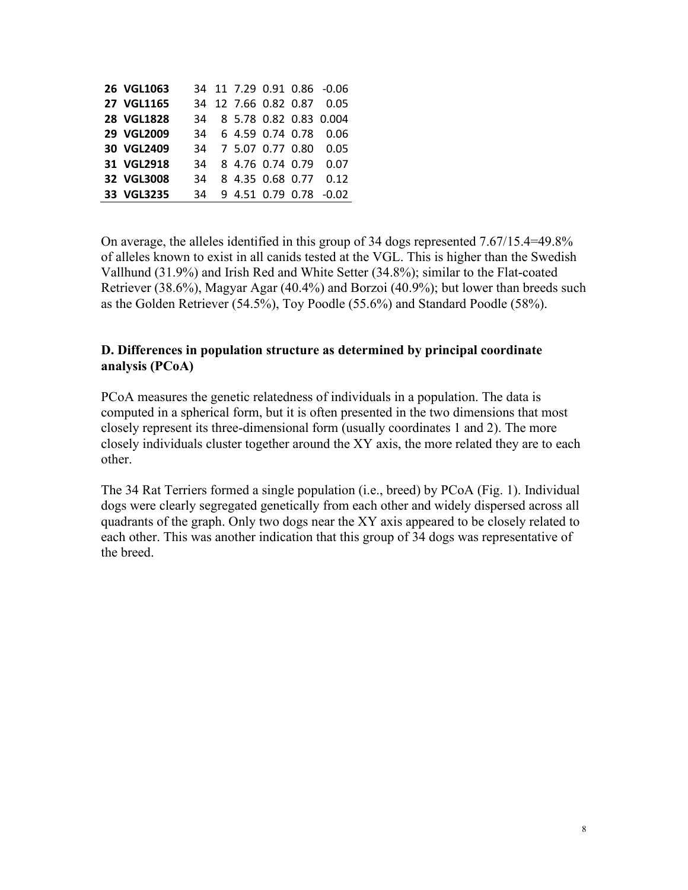| | | | | | | | |
|---|---|---|---|---|---|---|---|
| **26** | **VGL1063** | 34 | 11 | 7.29 | 0.91 | 0.86 | -0.06 |
| **27** | **VGL1165** | 34 | 12 | 7.66 | 0.82 | 0.87 | 0.05 |
| **28** | **VGL1828** | 34 | 8 | 5.78 | 0.82 | 0.83 | 0.004 |
| **29** | **VGL2009** | 34 | 6 | 4.59 | 0.74 | 0.78 | 0.06 |
| **30** | **VGL2409** | 34 | 7 | 5.07 | 0.77 | 0.80 | 0.05 |
| **31** | **VGL2918** | 34 | 8 | 4.76 | 0.74 | 0.79 | 0.07 |
| **32** | **VGL3008** | 34 | 8 | 4.35 | 0.68 | 0.77 | 0.12 |
| **33** | **VGL3235** | 34 | 9 | 4.51 | 0.79 | 0.78 | -0.02 |

On average, the alleles identified in this group of 34 dogs represented 7.67/15.4=49.8% of alleles known to exist in all canids tested at the VGL. This is higher than the Swedish Vallhund (31.9%) and Irish Red and White Setter (34.8%); similar to the Flat-coated Retriever (38.6%), Magyar Agar (40.4%) and Borzoi (40.9%); but lower than breeds such as the Golden Retriever (54.5%), Toy Poodle (55.6%) and Standard Poodle (58%).

### D. Differences in population structure as determined by principal coordinate analysis (PCoA)

PCoA measures the genetic relatedness of individuals in a population. The data is computed in a spherical form, but it is often presented in the two dimensions that most closely represent its three-dimensional form (usually coordinates 1 and 2). The more closely individuals cluster together around the XY axis, the more related they are to each other.

The 34 Rat Terriers formed a single population (i.e., breed) by PCoA (Fig. 1). Individual dogs were clearly segregated genetically from each other and widely dispersed across all quadrants of the graph. Only two dogs near the XY axis appeared to be closely related to each other. This was another indication that this group of 34 dogs was representative of the breed.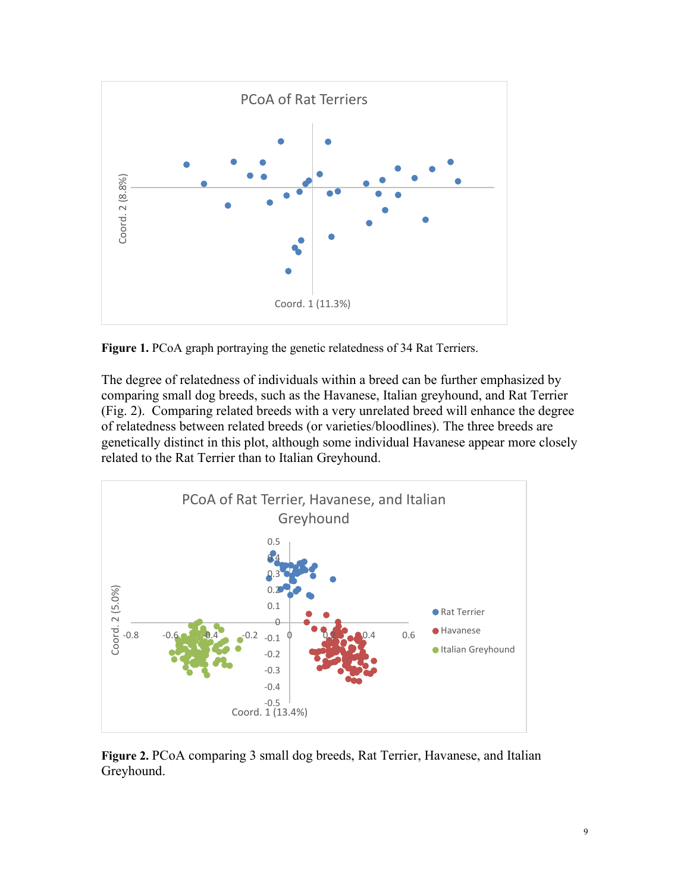**Figure 1.** PCoA graph portraying the genetic relatedness of 34 Rat Terriers.

The degree of relatedness of individuals within a breed can be further emphasized by comparing small dog breeds, such as the Havanese, Italian greyhound, and Rat Terrier (Fig. 2). Comparing related breeds with a very unrelated breed will enhance the degree of relatedness between related breeds (or varieties/bloodlines). The three breeds are genetically distinct in this plot, although some individual Havanese appear more closely related to the Rat Terrier than to Italian Greyhound.

**Figure 2.** PCoA comparing 3 small dog breeds, Rat Terrier, Havanese, and Italian Greyhound.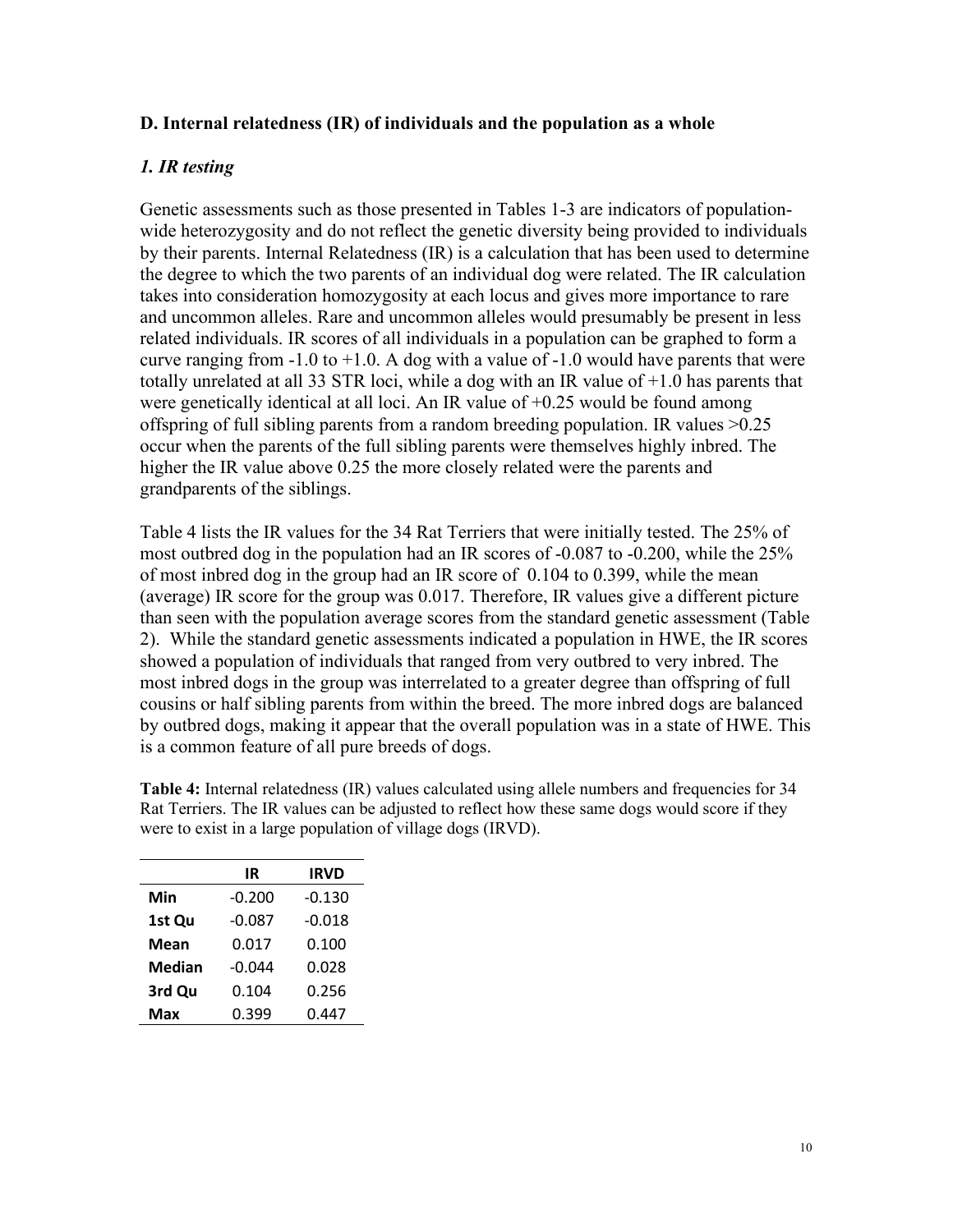## D. Internal relatedness (IR) of individuals and the population as a whole

### *1. IR testing*

Genetic assessments such as those presented in Tables 1-3 are indicators of population-wide heterozygosity and do not reflect the genetic diversity being provided to individuals by their parents. Internal Relatedness (IR) is a calculation that has been used to determine the degree to which the two parents of an individual dog were related. The IR calculation takes into consideration homozygosity at each locus and gives more importance to rare and uncommon alleles. Rare and uncommon alleles would presumably be present in less related individuals. IR scores of all individuals in a population can be graphed to form a curve ranging from -1.0 to +1.0. A dog with a value of -1.0 would have parents that were totally unrelated at all 33 STR loci, while a dog with an IR value of +1.0 has parents that were genetically identical at all loci. An IR value of +0.25 would be found among offspring of full sibling parents from a random breeding population. IR values >0.25 occur when the parents of the full sibling parents were themselves highly inbred. The higher the IR value above 0.25 the more closely related were the parents and grandparents of the siblings.

Table 4 lists the IR values for the 34 Rat Terriers that were initially tested. The 25% of most outbred dog in the population had an IR scores of -0.087 to -0.200, while the 25% of most inbred dog in the group had an IR score of 0.104 to 0.399, while the mean (average) IR score for the group was 0.017. Therefore, IR values give a different picture than seen with the population average scores from the standard genetic assessment (Table 2). While the standard genetic assessments indicated a population in HWE, the IR scores showed a population of individuals that ranged from very outbred to very inbred. The most inbred dogs in the group was interrelated to a greater degree than offspring of full cousins or half sibling parents from within the breed. The more inbred dogs are balanced by outbred dogs, making it appear that the overall population was in a state of HWE. This is a common feature of all pure breeds of dogs.

**Table 4:** Internal relatedness (IR) values calculated using allele numbers and frequencies for 34 Rat Terriers. The IR values can be adjusted to reflect how these same dogs would score if they were to exist in a large population of village dogs (IRVD).

| | IR | IRVD |
|---|---|---|
| **Min** | -0.200 | -0.130 |
| **1st Qu** | -0.087 | -0.018 |
| **Mean** | 0.017 | 0.100 |
| **Median** | -0.044 | 0.028 |
| **3rd Qu** | 0.104 | 0.256 |
| **Max** | 0.399 | 0.447 |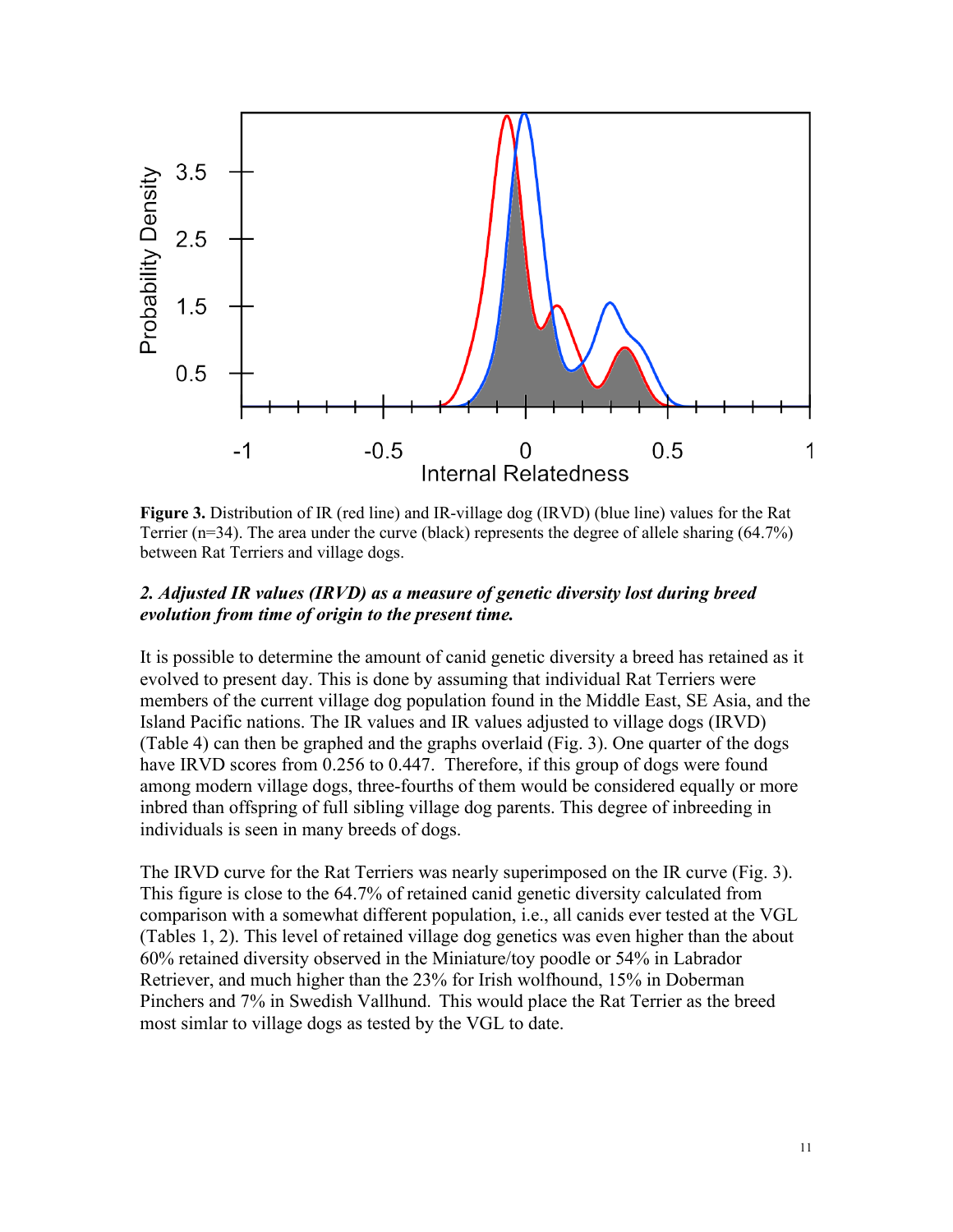**Figure 3.** Distribution of IR (red line) and IR-village dog (IRVD) (blue line) values for the Rat Terrier (n=34). The area under the curve (black) represents the degree of allele sharing (64.7%) between Rat Terriers and village dogs.

***2. Adjusted IR values (IRVD) as a measure of genetic diversity lost during breed evolution from time of origin to the present time.***

It is possible to determine the amount of canid genetic diversity a breed has retained as it evolved to present day. This is done by assuming that individual Rat Terriers were members of the current village dog population found in the Middle East, SE Asia, and the Island Pacific nations. The IR values and IR values adjusted to village dogs (IRVD) (Table 4) can then be graphed and the graphs overlaid (Fig. 3). One quarter of the dogs have IRVD scores from 0.256 to 0.447. Therefore, if this group of dogs were found among modern village dogs, three-fourths of them would be considered equally or more inbred than offspring of full sibling village dog parents. This degree of inbreeding in individuals is seen in many breeds of dogs.

The IRVD curve for the Rat Terriers was nearly superimposed on the IR curve (Fig. 3). This figure is close to the 64.7% of retained canid genetic diversity calculated from comparison with a somewhat different population, i.e., all canids ever tested at the VGL (Tables 1, 2). This level of retained village dog genetics was even higher than the about 60% retained diversity observed in the Miniature/toy poodle or 54% in Labrador Retriever, and much higher than the 23% for Irish wolfhound, 15% in Doberman Pinchers and 7% in Swedish Vallhund. This would place the Rat Terrier as the breed most simlar to village dogs as tested by the VGL to date.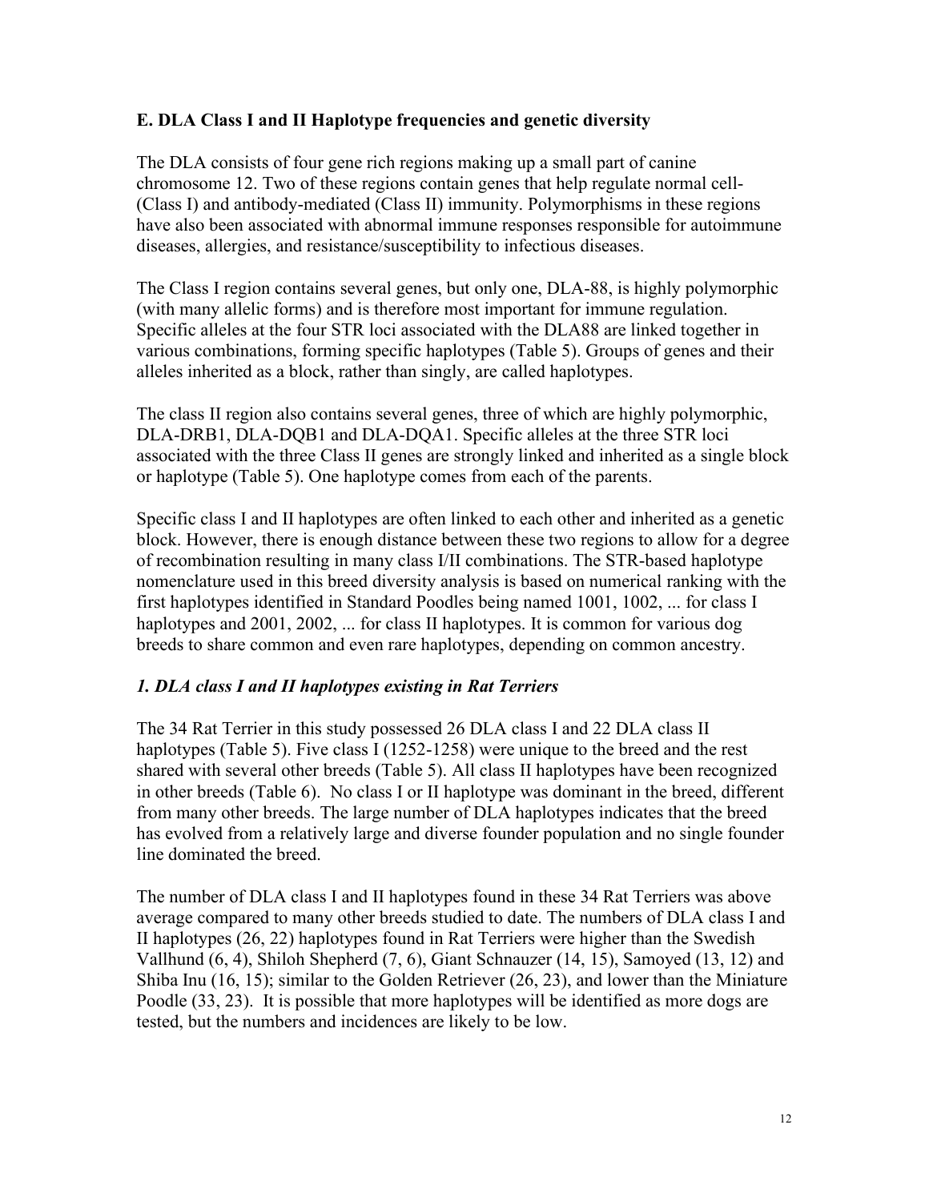## E. DLA Class I and II Haplotype frequencies and genetic diversity

The DLA consists of four gene rich regions making up a small part of canine chromosome 12. Two of these regions contain genes that help regulate normal cell- (Class I) and antibody-mediated (Class II) immunity. Polymorphisms in these regions have also been associated with abnormal immune responses responsible for autoimmune diseases, allergies, and resistance/susceptibility to infectious diseases.

The Class I region contains several genes, but only one, DLA-88, is highly polymorphic (with many allelic forms) and is therefore most important for immune regulation. Specific alleles at the four STR loci associated with the DLA88 are linked together in various combinations, forming specific haplotypes (Table 5). Groups of genes and their alleles inherited as a block, rather than singly, are called haplotypes.

The class II region also contains several genes, three of which are highly polymorphic, DLA-DRB1, DLA-DQB1 and DLA-DQA1. Specific alleles at the three STR loci associated with the three Class II genes are strongly linked and inherited as a single block or haplotype (Table 5). One haplotype comes from each of the parents.

Specific class I and II haplotypes are often linked to each other and inherited as a genetic block. However, there is enough distance between these two regions to allow for a degree of recombination resulting in many class I/II combinations. The STR-based haplotype nomenclature used in this breed diversity analysis is based on numerical ranking with the first haplotypes identified in Standard Poodles being named 1001, 1002, ... for class I haplotypes and 2001, 2002, ... for class II haplotypes. It is common for various dog breeds to share common and even rare haplotypes, depending on common ancestry.

### *1. DLA class I and II haplotypes existing in Rat Terriers*

The 34 Rat Terrier in this study possessed 26 DLA class I and 22 DLA class II haplotypes (Table 5). Five class I (1252-1258) were unique to the breed and the rest shared with several other breeds (Table 5). All class II haplotypes have been recognized in other breeds (Table 6). No class I or II haplotype was dominant in the breed, different from many other breeds. The large number of DLA haplotypes indicates that the breed has evolved from a relatively large and diverse founder population and no single founder line dominated the breed.

The number of DLA class I and II haplotypes found in these 34 Rat Terriers was above average compared to many other breeds studied to date. The numbers of DLA class I and II haplotypes (26, 22) haplotypes found in Rat Terriers were higher than the Swedish Vallhund (6, 4), Shiloh Shepherd (7, 6), Giant Schnauzer (14, 15), Samoyed (13, 12) and Shiba Inu (16, 15); similar to the Golden Retriever (26, 23), and lower than the Miniature Poodle (33, 23). It is possible that more haplotypes will be identified as more dogs are tested, but the numbers and incidences are likely to be low.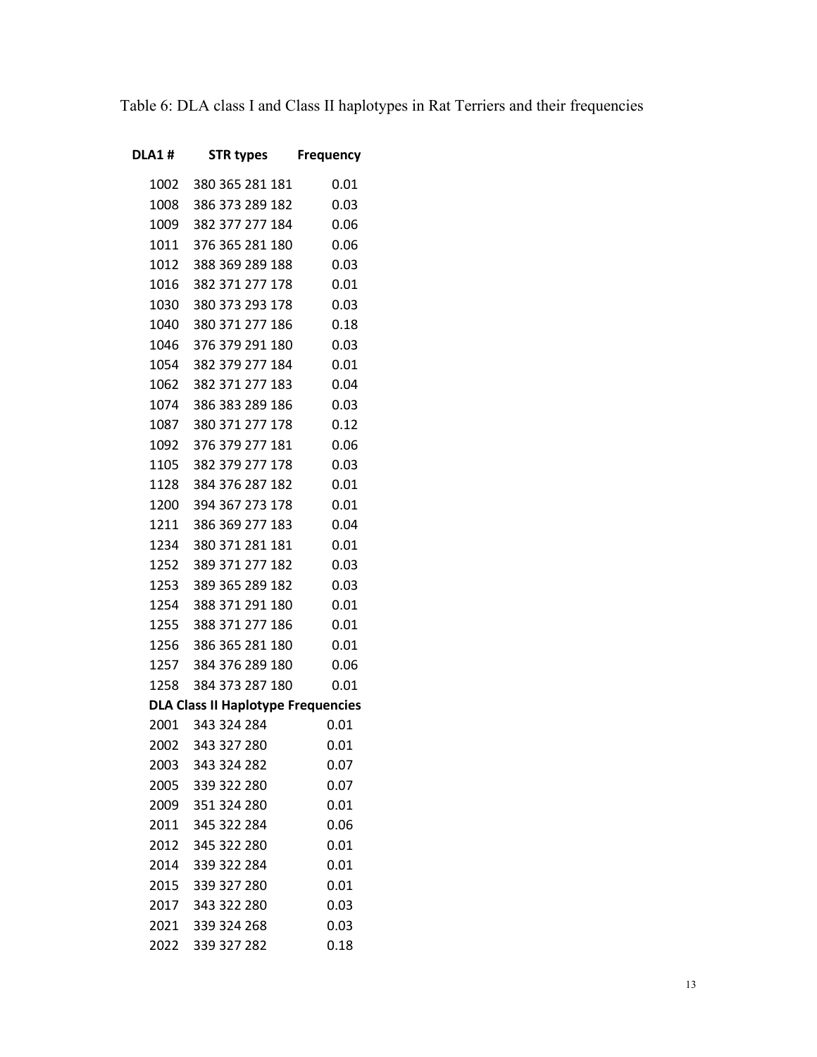Table 6: DLA class I and Class II haplotypes in Rat Terriers and their frequencies

| DLA1 # | STR types | Frequency |
|---|---|---|
| 1002 | 380 365 281 181 | 0.01 |
| 1008 | 386 373 289 182 | 0.03 |
| 1009 | 382 377 277 184 | 0.06 |
| 1011 | 376 365 281 180 | 0.06 |
| 1012 | 388 369 289 188 | 0.03 |
| 1016 | 382 371 277 178 | 0.01 |
| 1030 | 380 373 293 178 | 0.03 |
| 1040 | 380 371 277 186 | 0.18 |
| 1046 | 376 379 291 180 | 0.03 |
| 1054 | 382 379 277 184 | 0.01 |
| 1062 | 382 371 277 183 | 0.04 |
| 1074 | 386 383 289 186 | 0.03 |
| 1087 | 380 371 277 178 | 0.12 |
| 1092 | 376 379 277 181 | 0.06 |
| 1105 | 382 379 277 178 | 0.03 |
| 1128 | 384 376 287 182 | 0.01 |
| 1200 | 394 367 273 178 | 0.01 |
| 1211 | 386 369 277 183 | 0.04 |
| 1234 | 380 371 281 181 | 0.01 |
| 1252 | 389 371 277 182 | 0.03 |
| 1253 | 389 365 289 182 | 0.03 |
| 1254 | 388 371 291 180 | 0.01 |
| 1255 | 388 371 277 186 | 0.01 |
| 1256 | 386 365 281 180 | 0.01 |
| 1257 | 384 376 289 180 | 0.06 |
| 1258 | 384 373 287 180 | 0.01 |
| **DLA Class II Haplotype Frequencies** | | |
| 2001 | 343 324 284 | 0.01 |
| 2002 | 343 327 280 | 0.01 |
| 2003 | 343 324 282 | 0.07 |
| 2005 | 339 322 280 | 0.07 |
| 2009 | 351 324 280 | 0.01 |
| 2011 | 345 322 284 | 0.06 |
| 2012 | 345 322 280 | 0.01 |
| 2014 | 339 322 284 | 0.01 |
| 2015 | 339 327 280 | 0.01 |
| 2017 | 343 322 280 | 0.03 |
| 2021 | 339 324 268 | 0.03 |
| 2022 | 339 327 282 | 0.18 |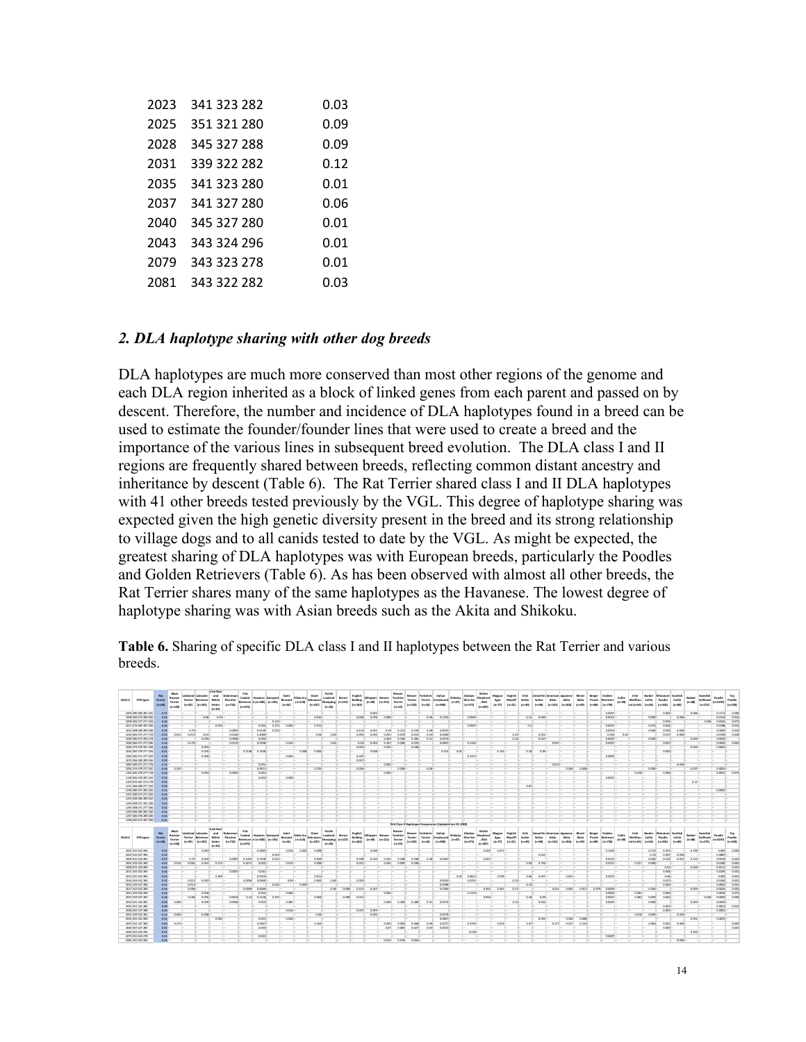| 2023 | 341 323 282 | 0.03 |
|---|---|---|
| 2025 | 351 321 280 | 0.09 |
| 2028 | 345 327 288 | 0.09 |
| 2031 | 339 322 282 | 0.12 |
| 2035 | 341 323 280 | 0.01 |
| 2037 | 341 327 280 | 0.06 |
| 2040 | 345 327 280 | 0.01 |
| 2043 | 343 324 296 | 0.01 |
| 2079 | 343 323 278 | 0.01 |
| 2081 | 343 322 282 | 0.03 |

## *2. DLA haplotype sharing with other dog breeds*

DLA haplotypes are much more conserved than most other regions of the genome and each DLA region inherited as a block of linked genes from each parent and passed on by descent. Therefore, the number and incidence of DLA haplotypes found in a breed can be used to estimate the founder/founder lines that were used to create a breed and the importance of the various lines in subsequent breed evolution. The DLA class I and II regions are frequently shared between breeds, reflecting common distant ancestry and inheritance by descent (Table 6). The Rat Terrier shared class I and II DLA haplotypes with 41 other breeds tested previously by the VGL. This degree of haplotype sharing was expected given the high genetic diversity present in the breed and its strong relationship to village dogs and to all canids tested to date by the VGL. As might be expected, the greatest sharing of DLA haplotypes was with European breeds, particularly the Poodles and Golden Retrievers (Table 6). As has been observed with almost all other breeds, the Rat Terrier shares many of the same haplotypes as the Havanese. The lowest degree of haplotype sharing was with Asian breeds such as the Akita and Shikoku.

**Table 6.** Sharing of specific DLA class I and II haplotypes between the Rat Terrier and various breeds.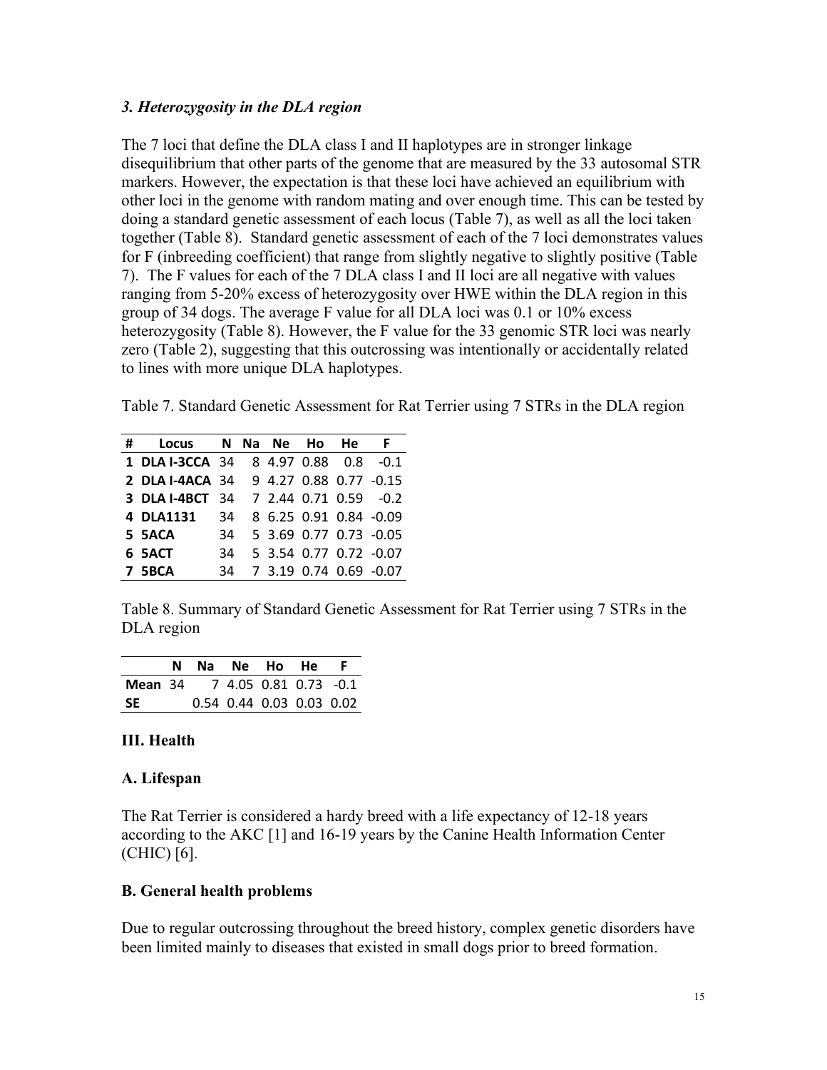### *3. Heterozygosity in the DLA region*

The 7 loci that define the DLA class I and II haplotypes are in stronger linkage disequilibrium that other parts of the genome that are measured by the 33 autosomal STR markers. However, the expectation is that these loci have achieved an equilibrium with other loci in the genome with random mating and over enough time. This can be tested by doing a standard genetic assessment of each locus (Table 7), as well as all the loci taken together (Table 8). Standard genetic assessment of each of the 7 loci demonstrates values for F (inbreeding coefficient) that range from slightly negative to slightly positive (Table 7). The F values for each of the 7 DLA class I and II loci are all negative with values ranging from 5-20% excess of heterozygosity over HWE within the DLA region in this group of 34 dogs. The average F value for all DLA loci was 0.1 or 10% excess heterozygosity (Table 8). However, the F value for the 33 genomic STR loci was nearly zero (Table 2), suggesting that this outcrossing was intentionally or accidentally related to lines with more unique DLA haplotypes.

Table 7. Standard Genetic Assessment for Rat Terrier using 7 STRs in the DLA region

| # | Locus | N | Na | Ne | Ho | He | F |
|---|---|---|---|---|---|---|---|
| 1 | DLA I-3CCA | 34 | 8 | 4.97 | 0.88 | 0.8 | -0.1 |
| 2 | DLA I-4ACA | 34 | 9 | 4.27 | 0.88 | 0.77 | -0.15 |
| 3 | DLA I-4BCT | 34 | 7 | 2.44 | 0.71 | 0.59 | -0.2 |
| 4 | DLA1131 | 34 | 8 | 6.25 | 0.91 | 0.84 | -0.09 |
| 5 | 5ACA | 34 | 5 | 3.69 | 0.77 | 0.73 | -0.05 |
| 6 | 5ACT | 34 | 5 | 3.54 | 0.77 | 0.72 | -0.07 |
| 7 | 5BCA | 34 | 7 | 3.19 | 0.74 | 0.69 | -0.07 |

Table 8. Summary of Standard Genetic Assessment for Rat Terrier using 7 STRs in the DLA region

| | N | Na | Ne | Ho | He | F |
|---|---|---|---|---|---|---|
| **Mean** | 34 | 7 | 4.05 | 0.81 | 0.73 | -0.1 |
| **SE** | | 0.54 | 0.44 | 0.03 | 0.03 | 0.02 |

## III. Health

### A. Lifespan

The Rat Terrier is considered a hardy breed with a life expectancy of 12-18 years according to the AKC [1] and 16-19 years by the Canine Health Information Center (CHIC) [6].

### B. General health problems

Due to regular outcrossing throughout the breed history, complex genetic disorders have been limited mainly to diseases that existed in small dogs prior to breed formation.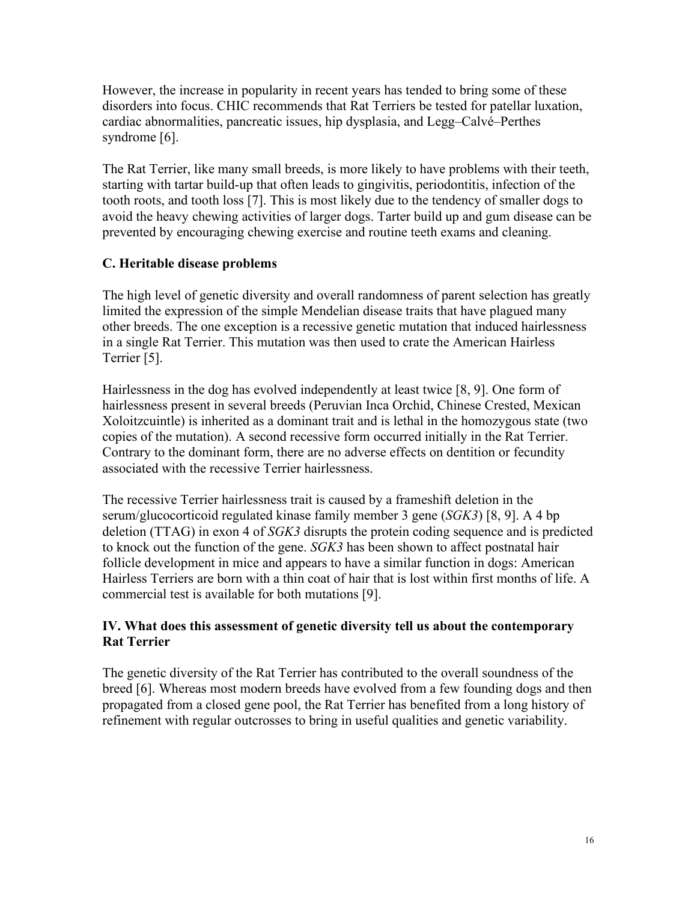However, the increase in popularity in recent years has tended to bring some of these disorders into focus. CHIC recommends that Rat Terriers be tested for patellar luxation, cardiac abnormalities, pancreatic issues, hip dysplasia, and Legg–Calvé–Perthes syndrome [6].

The Rat Terrier, like many small breeds, is more likely to have problems with their teeth, starting with tartar build-up that often leads to gingivitis, periodontitis, infection of the tooth roots, and tooth loss [7]. This is most likely due to the tendency of smaller dogs to avoid the heavy chewing activities of larger dogs. Tarter build up and gum disease can be prevented by encouraging chewing exercise and routine teeth exams and cleaning.

### C. Heritable disease problems

The high level of genetic diversity and overall randomness of parent selection has greatly limited the expression of the simple Mendelian disease traits that have plagued many other breeds. The one exception is a recessive genetic mutation that induced hairlessness in a single Rat Terrier. This mutation was then used to crate the American Hairless Terrier [5].

Hairlessness in the dog has evolved independently at least twice [8, 9]. One form of hairlessness present in several breeds (Peruvian Inca Orchid, Chinese Crested, Mexican Xoloitzcuintle) is inherited as a dominant trait and is lethal in the homozygous state (two copies of the mutation). A second recessive form occurred initially in the Rat Terrier. Contrary to the dominant form, there are no adverse effects on dentition or fecundity associated with the recessive Terrier hairlessness.

The recessive Terrier hairlessness trait is caused by a frameshift deletion in the serum/glucocorticoid regulated kinase family member 3 gene (*SGK3*) [8, 9]. A 4 bp deletion (TTAG) in exon 4 of *SGK3* disrupts the protein coding sequence and is predicted to knock out the function of the gene. *SGK3* has been shown to affect postnatal hair follicle development in mice and appears to have a similar function in dogs: American Hairless Terriers are born with a thin coat of hair that is lost within first months of life. A commercial test is available for both mutations [9].

## IV. What does this assessment of genetic diversity tell us about the contemporary Rat Terrier

The genetic diversity of the Rat Terrier has contributed to the overall soundness of the breed [6]. Whereas most modern breeds have evolved from a few founding dogs and then propagated from a closed gene pool, the Rat Terrier has benefited from a long history of refinement with regular outcrosses to bring in useful qualities and genetic variability.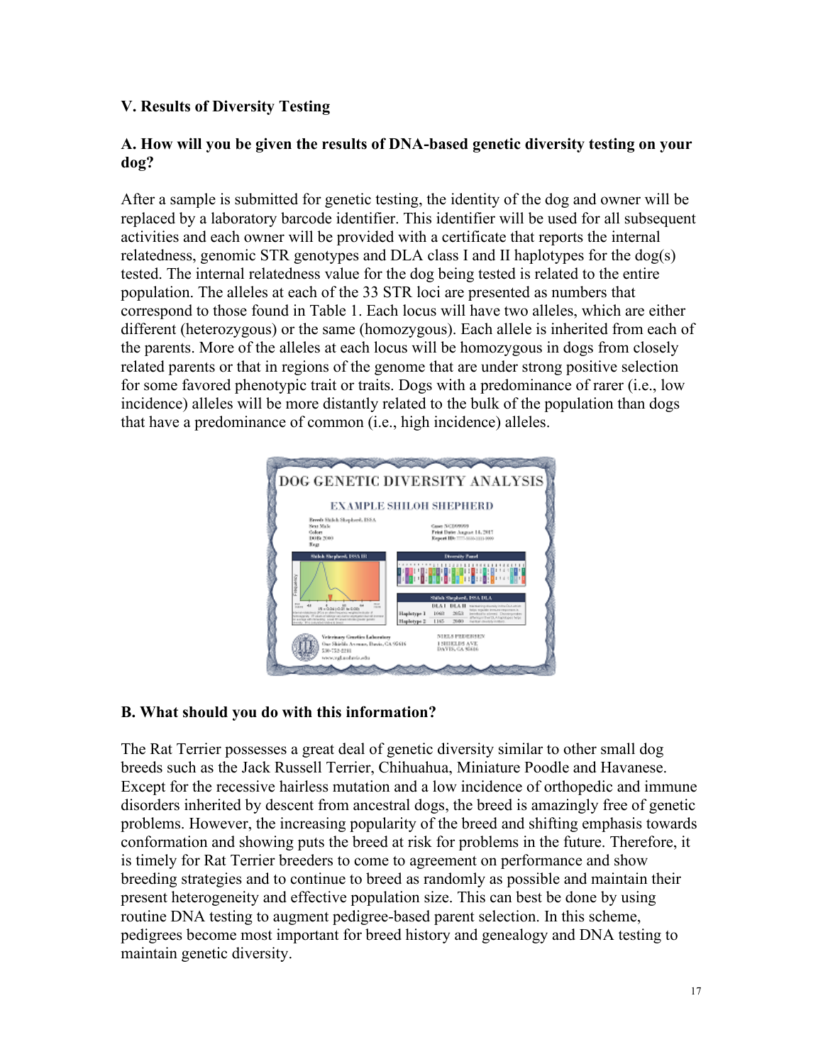### V. Results of Diversity Testing

#### A. How will you be given the results of DNA-based genetic diversity testing on your dog?

After a sample is submitted for genetic testing, the identity of the dog and owner will be replaced by a laboratory barcode identifier. This identifier will be used for all subsequent activities and each owner will be provided with a certificate that reports the internal relatedness, genomic STR genotypes and DLA class I and II haplotypes for the dog(s) tested. The internal relatedness value for the dog being tested is related to the entire population. The alleles at each of the 33 STR loci are presented as numbers that correspond to those found in Table 1. Each locus will have two alleles, which are either different (heterozygous) or the same (homozygous). Each allele is inherited from each of the parents. More of the alleles at each locus will be homozygous in dogs from closely related parents or that in regions of the genome that are under strong positive selection for some favored phenotypic trait or traits. Dogs with a predominance of rarer (i.e., low incidence) alleles will be more distantly related to the bulk of the population than dogs that have a predominance of common (i.e., high incidence) alleles.

#### B. What should you do with this information?

The Rat Terrier possesses a great deal of genetic diversity similar to other small dog breeds such as the Jack Russell Terrier, Chihuahua, Miniature Poodle and Havanese. Except for the recessive hairless mutation and a low incidence of orthopedic and immune disorders inherited by descent from ancestral dogs, the breed is amazingly free of genetic problems. However, the increasing popularity of the breed and shifting emphasis towards conformation and showing puts the breed at risk for problems in the future. Therefore, it is timely for Rat Terrier breeders to come to agreement on performance and show breeding strategies and to continue to breed as randomly as possible and maintain their present heterogeneity and effective population size. This can best be done by using routine DNA testing to augment pedigree-based parent selection. In this scheme, pedigrees become most important for breed history and genealogy and DNA testing to maintain genetic diversity.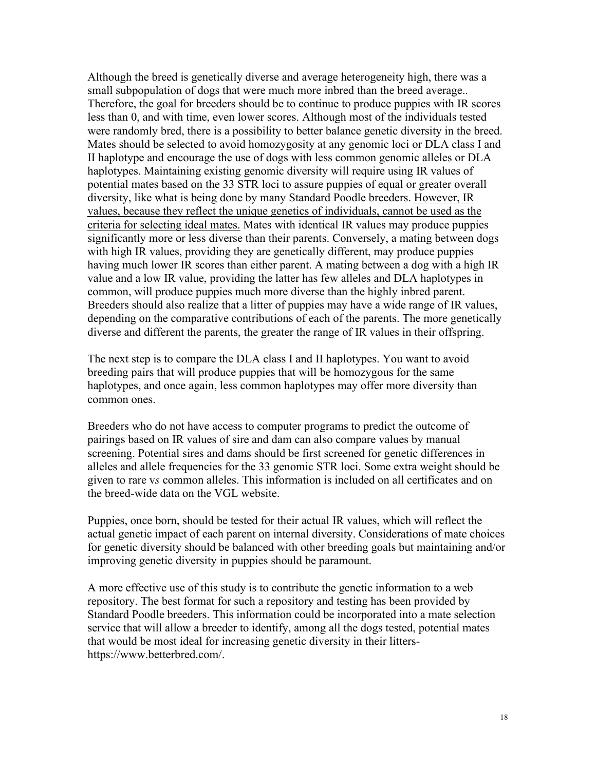Although the breed is genetically diverse and average heterogeneity high, there was a small subpopulation of dogs that were much more inbred than the breed average.. Therefore, the goal for breeders should be to continue to produce puppies with IR scores less than 0, and with time, even lower scores. Although most of the individuals tested were randomly bred, there is a possibility to better balance genetic diversity in the breed. Mates should be selected to avoid homozygosity at any genomic loci or DLA class I and II haplotype and encourage the use of dogs with less common genomic alleles or DLA haplotypes. Maintaining existing genomic diversity will require using IR values of potential mates based on the 33 STR loci to assure puppies of equal or greater overall diversity, like what is being done by many Standard Poodle breeders. <u>However, IR values, because they reflect the unique genetics of individuals, cannot be used as the criteria for selecting ideal mates.</u> Mates with identical IR values may produce puppies significantly more or less diverse than their parents. Conversely, a mating between dogs with high IR values, providing they are genetically different, may produce puppies having much lower IR scores than either parent. A mating between a dog with a high IR value and a low IR value, providing the latter has few alleles and DLA haplotypes in common, will produce puppies much more diverse than the highly inbred parent. Breeders should also realize that a litter of puppies may have a wide range of IR values, depending on the comparative contributions of each of the parents. The more genetically diverse and different the parents, the greater the range of IR values in their offspring.

The next step is to compare the DLA class I and II haplotypes. You want to avoid breeding pairs that will produce puppies that will be homozygous for the same haplotypes, and once again, less common haplotypes may offer more diversity than common ones.

Breeders who do not have access to computer programs to predict the outcome of pairings based on IR values of sire and dam can also compare values by manual screening. Potential sires and dams should be first screened for genetic differences in alleles and allele frequencies for the 33 genomic STR loci. Some extra weight should be given to rare v*s* common alleles. This information is included on all certificates and on the breed-wide data on the VGL website.

Puppies, once born, should be tested for their actual IR values, which will reflect the actual genetic impact of each parent on internal diversity. Considerations of mate choices for genetic diversity should be balanced with other breeding goals but maintaining and/or improving genetic diversity in puppies should be paramount.

A more effective use of this study is to contribute the genetic information to a web repository. The best format for such a repository and testing has been provided by Standard Poodle breeders. This information could be incorporated into a mate selection service that will allow a breeder to identify, among all the dogs tested, potential mates that would be most ideal for increasing genetic diversity in their litters- https://www.betterbred.com/.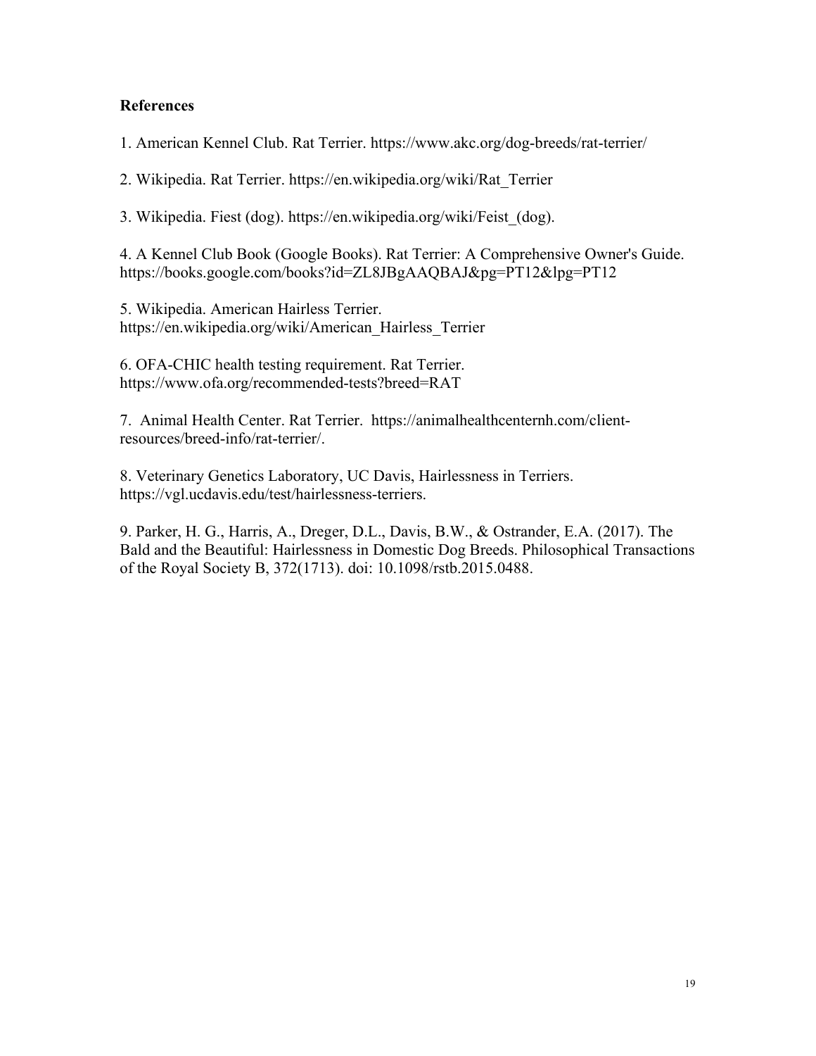## References

1. American Kennel Club. Rat Terrier. https://www.akc.org/dog-breeds/rat-terrier/

2. Wikipedia. Rat Terrier. https://en.wikipedia.org/wiki/Rat_Terrier

3. Wikipedia. Fiest (dog). https://en.wikipedia.org/wiki/Feist_(dog).

4. A Kennel Club Book (Google Books). Rat Terrier: A Comprehensive Owner's Guide. https://books.google.com/books?id=ZL8JBgAAQBAJ&pg=PT12&lpg=PT12

5. Wikipedia. American Hairless Terrier. https://en.wikipedia.org/wiki/American_Hairless_Terrier

6. OFA-CHIC health testing requirement. Rat Terrier. https://www.ofa.org/recommended-tests?breed=RAT

7. Animal Health Center. Rat Terrier. https://animalhealthcenternh.com/client-resources/breed-info/rat-terrier/.

8. Veterinary Genetics Laboratory, UC Davis, Hairlessness in Terriers. https://vgl.ucdavis.edu/test/hairlessness-terriers.

9. Parker, H. G., Harris, A., Dreger, D.L., Davis, B.W., & Ostrander, E.A. (2017). The Bald and the Beautiful: Hairlessness in Domestic Dog Breeds. Philosophical Transactions of the Royal Society B, 372(1713). doi: 10.1098/rstb.2015.0488.